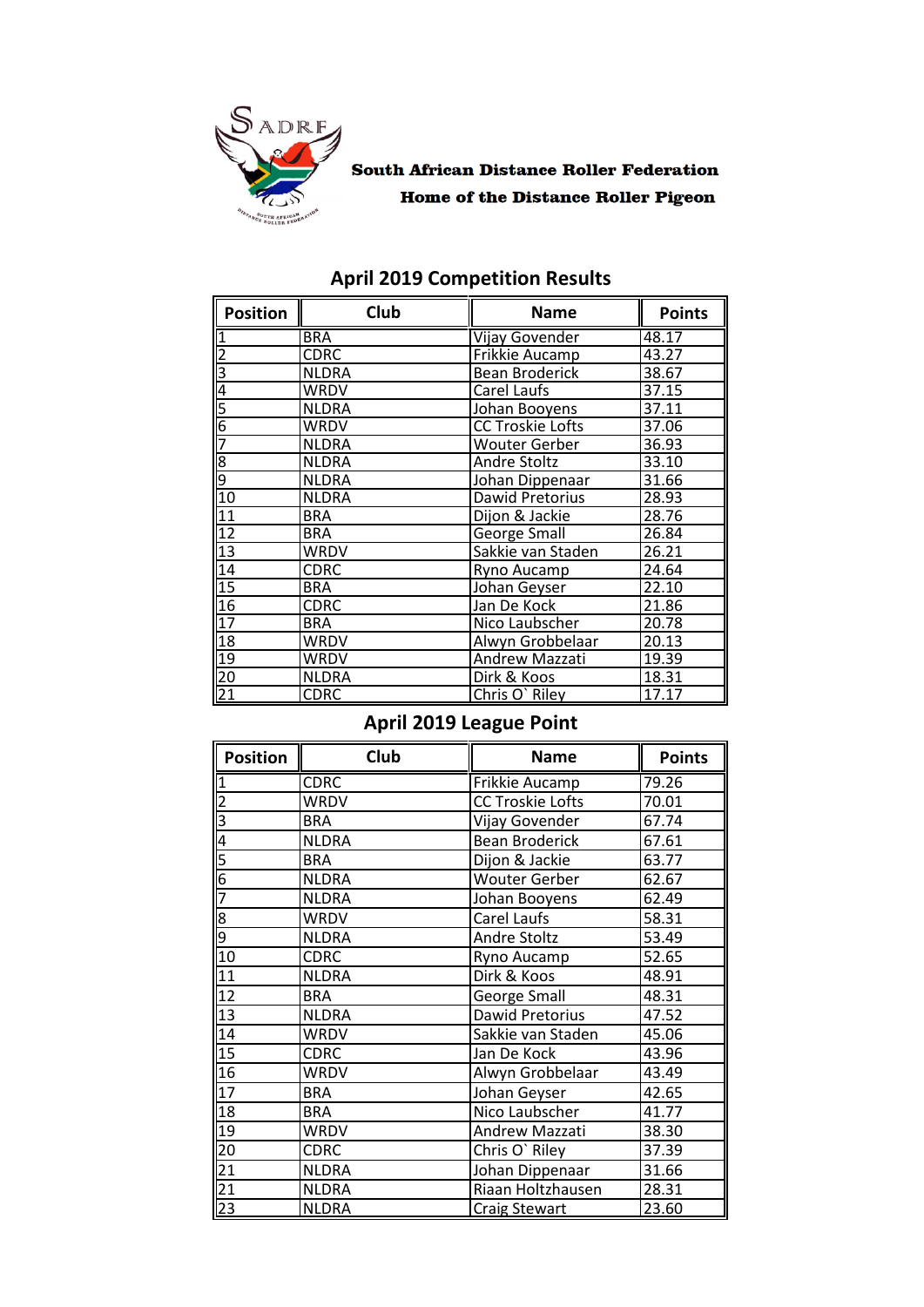**South African Distance Roller Federation**

**Home of the Distance Roller Pigeon**

## April 2019 Competition Results

| Position | Club | Name | Points |
|---|---|---|---|
| 1 | BRA | Vijay Govender | 48.17 |
| 2 | CDRC | Frikkie Aucamp | 43.27 |
| 3 | NLDRA | Bean Broderick | 38.67 |
| 4 | WRDV | Carel Laufs | 37.15 |
| 5 | NLDRA | Johan Booyens | 37.11 |
| 6 | WRDV | CC Troskie Lofts | 37.06 |
| 7 | NLDRA | Wouter Gerber | 36.93 |
| 8 | NLDRA | Andre Stoltz | 33.10 |
| 9 | NLDRA | Johan Dippenaar | 31.66 |
| 10 | NLDRA | Dawid Pretorius | 28.93 |
| 11 | BRA | Dijon & Jackie | 28.76 |
| 12 | BRA | George Small | 26.84 |
| 13 | WRDV | Sakkie van Staden | 26.21 |
| 14 | CDRC | Ryno Aucamp | 24.64 |
| 15 | BRA | Johan Geyser | 22.10 |
| 16 | CDRC | Jan De Kock | 21.86 |
| 17 | BRA | Nico Laubscher | 20.78 |
| 18 | WRDV | Alwyn Grobbelaar | 20.13 |
| 19 | WRDV | Andrew Mazzati | 19.39 |
| 20 | NLDRA | Dirk & Koos | 18.31 |
| 21 | CDRC | Chris O` Riley | 17.17 |

## April 2019 League Point

| Position | Club | Name | Points |
|---|---|---|---|
| 1 | CDRC | Frikkie Aucamp | 79.26 |
| 2 | WRDV | CC Troskie Lofts | 70.01 |
| 3 | BRA | Vijay Govender | 67.74 |
| 4 | NLDRA | Bean Broderick | 67.61 |
| 5 | BRA | Dijon & Jackie | 63.77 |
| 6 | NLDRA | Wouter Gerber | 62.67 |
| 7 | NLDRA | Johan Booyens | 62.49 |
| 8 | WRDV | Carel Laufs | 58.31 |
| 9 | NLDRA | Andre Stoltz | 53.49 |
| 10 | CDRC | Ryno Aucamp | 52.65 |
| 11 | NLDRA | Dirk & Koos | 48.91 |
| 12 | BRA | George Small | 48.31 |
| 13 | NLDRA | Dawid Pretorius | 47.52 |
| 14 | WRDV | Sakkie van Staden | 45.06 |
| 15 | CDRC | Jan De Kock | 43.96 |
| 16 | WRDV | Alwyn Grobbelaar | 43.49 |
| 17 | BRA | Johan Geyser | 42.65 |
| 18 | BRA | Nico Laubscher | 41.77 |
| 19 | WRDV | Andrew Mazzati | 38.30 |
| 20 | CDRC | Chris O` Riley | 37.39 |
| 21 | NLDRA | Johan Dippenaar | 31.66 |
| 21 | NLDRA | Riaan Holtzhausen | 28.31 |
| 23 | NLDRA | Craig Stewart | 23.60 |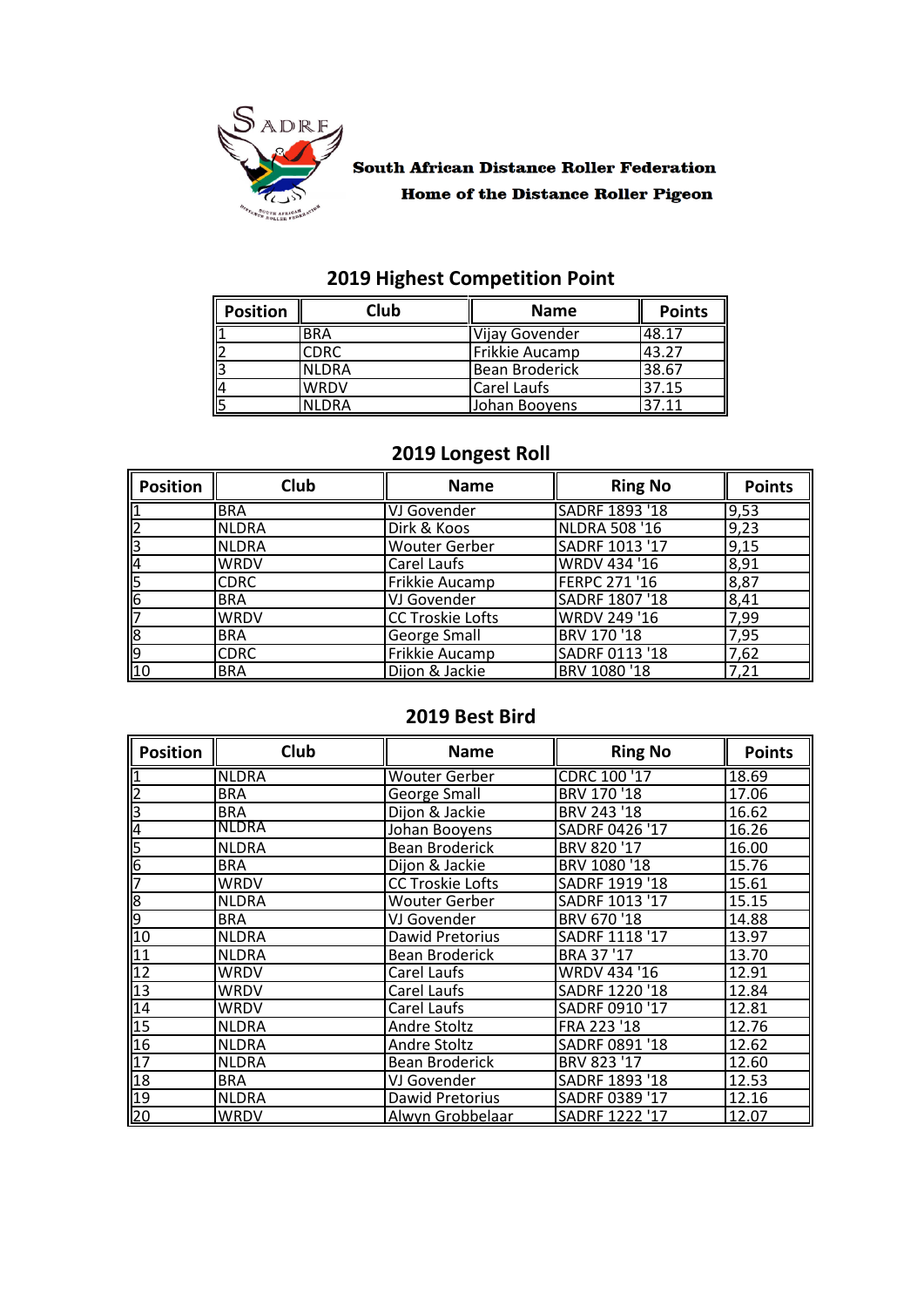**South African Distance Roller Federation**

**Home of the Distance Roller Pigeon**

## 2019 Highest Competition Point

| Position | Club | Name | Points |
|---|---|---|---|
| 1 | BRA | Vijay Govender | 48.17 |
| 2 | CDRC | Frikkie Aucamp | 43.27 |
| 3 | NLDRA | Bean Broderick | 38.67 |
| 4 | WRDV | Carel Laufs | 37.15 |
| 5 | NLDRA | Johan Booyens | 37.11 |

## 2019 Longest Roll

| Position | Club | Name | Ring No | Points |
|---|---|---|---|---|
| 1 | BRA | VJ Govender | SADRF 1893 '18 | 9,53 |
| 2 | NLDRA | Dirk & Koos | NLDRA 508 '16 | 9,23 |
| 3 | NLDRA | Wouter Gerber | SADRF 1013 '17 | 9,15 |
| 4 | WRDV | Carel Laufs | WRDV 434 '16 | 8,91 |
| 5 | CDRC | Frikkie Aucamp | FERPC 271 '16 | 8,87 |
| 6 | BRA | VJ Govender | SADRF 1807 '18 | 8,41 |
| 7 | WRDV | CC Troskie Lofts | WRDV 249 '16 | 7,99 |
| 8 | BRA | George Small | BRV 170 '18 | 7,95 |
| 9 | CDRC | Frikkie Aucamp | SADRF 0113 '18 | 7,62 |
| 10 | BRA | Dijon & Jackie | BRV 1080 '18 | 7,21 |

## 2019 Best Bird

| Position | Club | Name | Ring No | Points |
|---|---|---|---|---|
| 1 | NLDRA | Wouter Gerber | CDRC 100 '17 | 18.69 |
| 2 | BRA | George Small | BRV 170 '18 | 17.06 |
| 3 | BRA | Dijon & Jackie | BRV 243 '18 | 16.62 |
| 4 | NLDRA | Johan Booyens | SADRF 0426 '17 | 16.26 |
| 5 | NLDRA | Bean Broderick | BRV 820 '17 | 16.00 |
| 6 | BRA | Dijon & Jackie | BRV 1080 '18 | 15.76 |
| 7 | WRDV | CC Troskie Lofts | SADRF 1919 '18 | 15.61 |
| 8 | NLDRA | Wouter Gerber | SADRF 1013 '17 | 15.15 |
| 9 | BRA | VJ Govender | BRV 670 '18 | 14.88 |
| 10 | NLDRA | Dawid Pretorius | SADRF 1118 '17 | 13.97 |
| 11 | NLDRA | Bean Broderick | BRA 37 '17 | 13.70 |
| 12 | WRDV | Carel Laufs | WRDV 434 '16 | 12.91 |
| 13 | WRDV | Carel Laufs | SADRF 1220 '18 | 12.84 |
| 14 | WRDV | Carel Laufs | SADRF 0910 '17 | 12.81 |
| 15 | NLDRA | Andre Stoltz | FRA 223 '18 | 12.76 |
| 16 | NLDRA | Andre Stoltz | SADRF 0891 '18 | 12.62 |
| 17 | NLDRA | Bean Broderick | BRV 823 '17 | 12.60 |
| 18 | BRA | VJ Govender | SADRF 1893 '18 | 12.53 |
| 19 | NLDRA | Dawid Pretorius | SADRF 0389 '17 | 12.16 |
| 20 | WRDV | Alwyn Grobbelaar | SADRF 1222 '17 | 12.07 |